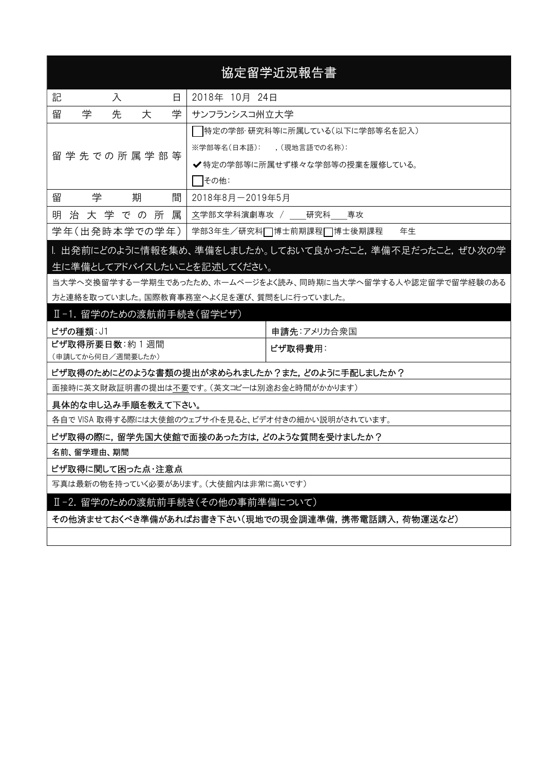# 協定留学近況報告書

| 記入日 | 2018年 10月 24日 |
| --- | --- |
| 留学先大学 | サンフランシスコ州立大学 |
| 留学先での所属学部等 | □特定の学部･研究科等に所属している(以下に学部等名を記入)<br>※学部等名(日本語): ,(現地言語での名称):<br>✔特定の学部等に所属せず様々な学部等の授業を履修している。<br>□その他: |
| 留学期間 | 2018年8月－2019年5月 |
| 明治大学での所属 | 文学部文学科演劇専攻 / ____研究科____専攻 |
| 学年(出発時本学での学年) | 学部3年生/研究科□博士前期課程□博士後期課程 年生 |

## I. 出発前にどのように情報を集め、準備をしましたか。しておいて良かったこと，準備不足だったこと，ぜひ次の学生に準備としてアドバイスしたいことを記述してください。

当大学へ交換留学する一期生であったため、ホームページをよく読み、同時期に当大学へ留学する人や認定留学で留学経験のある方と連絡を取っていました。国際教育事務室へよく足を運び、質問をしに行っていました。

## Ⅱ-1. 留学のための渡航前手続き(留学ビザ)

| ビザの種類:J1 | 申請先:アメリカ合衆国 |
| --- | --- |
| ビザ取得所要日数:約 1 週間<br>(申請してから何日/週間要したか) | ビザ取得費用: |

**ビザ取得のためにどのような書類の提出が求められましたか？また，どのように手配しましたか？**

面接時に英文財政証明書の提出は不要です。(英文コピーは別途お金と時間がかかります)

**具体的な申し込み手順を教えて下さい。**

各自で VISA 取得する際には大使館のウェブサイトを見ると、ビデオ付きの細かい説明がされています。

**ビザ取得の際に，留学先国大使館で面接のあった方は，どのような質問を受けましたか？**

名前、留学理由、期間

**ビザ取得に関して困った点･注意点**

写真は最新の物を持っていく必要があります。(大使館内は非常に高いです)

## Ⅱ-2. 留学のための渡航前手続き(その他の事前準備について)

**その他済ませておくべき準備があればお書き下さい(現地での現金調達準備，携帯電話購入，荷物運送など)**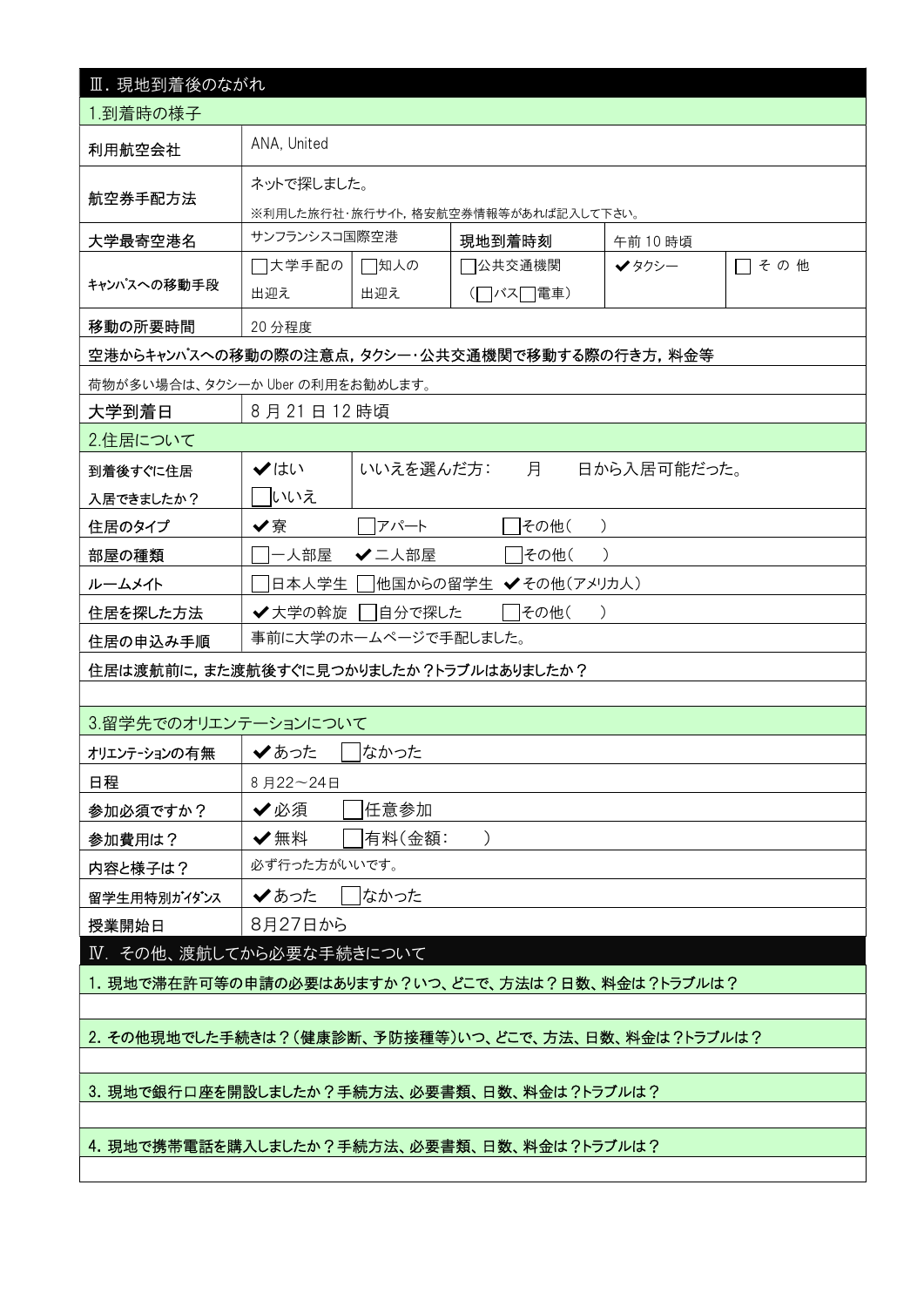## Ⅲ. 現地到着後のながれ

### 1.到着時の様子

| 利用航空会社 | ANA, United | | | |
|---|---|---|---|---|
| 航空券手配方法 | ネットで探しました。<br>※利用した旅行社・旅行サイト，格安航空券情報等があれば記入して下さい。 | | | |
| 大学最寄空港名 | サンフランシスコ国際空港 | 現地到着時刻 | 午前 10 時頃 | |
| キャンパスへの移動手段 | □大学手配の出迎え | □知人の出迎え | □公共交通機関（□バス□電車） | ✔タクシー | □その他 |
| 移動の所要時間 | 20 分程度 | | | |

**空港からキャンパスへの移動の際の注意点，タクシー・公共交通機関で移動する際の行き方，料金等**

荷物が多い場合は、タクシーか Uber の利用をお勧めします。

| 大学到着日 | 8 月 21 日 12 時頃 |
|---|---|

### 2.住居について

| 到着後すぐに住居入居できましたか？ | ✔はい □いいえ | いいえを選んだ方：　月　日から入居可能だった。 |
|---|---|---|
| 住居のタイプ | ✔寮　□アパート　□その他（　） | |
| 部屋の種類 | □一人部屋　✔二人部屋　□その他（　） | |
| ルームメイト | □日本人学生　□他国からの留学生　✔その他（アメリカ人） | |
| 住居を探した方法 | ✔大学の斡旋　□自分で探した　□その他（　） | |
| 住居の申込み手順 | 事前に大学のホームページで手配しました。 | |

**住居は渡航前に，また渡航後すぐに見つかりましたか？トラブルはありましたか？**

### 3.留学先でのオリエンテーションについて

| オリエンテーションの有無 | ✔あった　□なかった |
|---|---|
| 日程 | 8 月22～24日 |
| 参加必須ですか？ | ✔必須　□任意参加 |
| 参加費用は？ | ✔無料　□有料(金額：　) |
| 内容と様子は？ | 必ず行った方がいいです。 |
| 留学生用特別ガイダンス | ✔あった　□なかった |
| 授業開始日 | 8月27日から |

## Ⅳ. その他、渡航してから必要な手続きについて

**1. 現地で滞在許可等の申請の必要はありますか？いつ、どこで、方法は？日数、料金は？トラブルは？**

**2. その他現地でした手続きは？(健康診断、予防接種等)いつ、どこで、方法、日数、料金は？トラブルは？**

**3. 現地で銀行口座を開設しましたか？手続方法、必要書類、日数、料金は？トラブルは？**

**4. 現地で携帯電話を購入しましたか？手続方法、必要書類、日数、料金は？トラブルは？**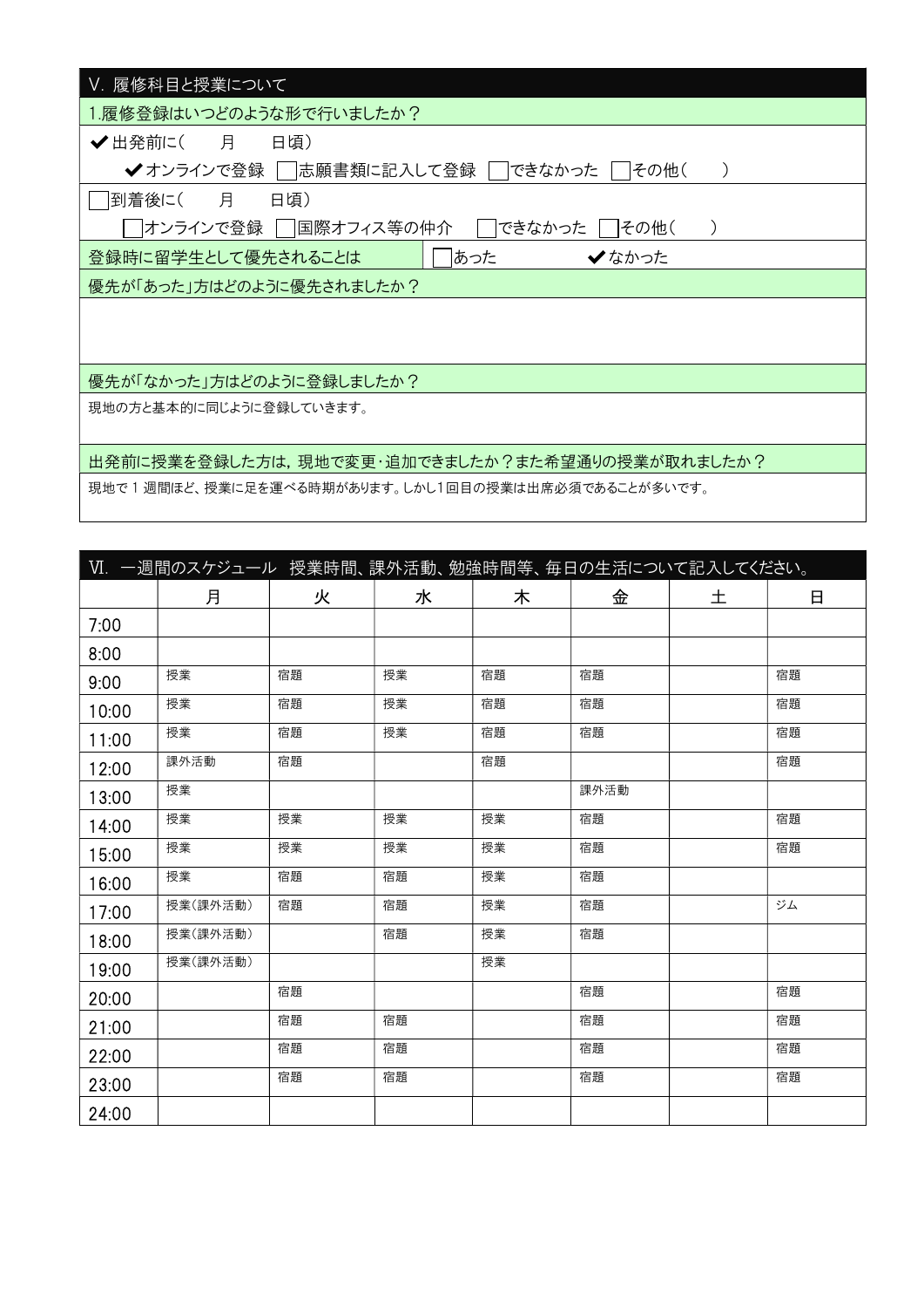## V. 履修科目と授業について

1.履修登録はいつどのような形で行いましたか？

✔出発前に(　　月　　日頃)

　✔オンラインで登録　☐志願書類に記入して登録　☐できなかった　☐その他(　　)

☐到着後に(　　月　　日頃)

　☐オンラインで登録　☐国際オフィス等の仲介　☐できなかった　☐その他(　　)

登録時に留学生として優先されることは　☐あった　✔なかった

優先が「あった」方はどのように優先されましたか？

優先が「なかった」方はどのように登録しましたか？

現地の方と基本的に同じように登録していきます。

出発前に授業を登録した方は，現地で変更・追加できましたか？また希望通りの授業が取れましたか？

現地で 1 週間ほど、授業に足を運べる時期があります。しかし1回目の授業は出席必須であることが多いです。

## VI. 一週間のスケジュール　授業時間、課外活動、勉強時間等、毎日の生活について記入してください。

| | 月 | 火 | 水 | 木 | 金 | 土 | 日 |
|---|---|---|---|---|---|---|---|
| 7:00 | | | | | | | |
| 8:00 | | | | | | | |
| 9:00 | 授業 | 宿題 | 授業 | 宿題 | 宿題 | | 宿題 |
| 10:00 | 授業 | 宿題 | 授業 | 宿題 | 宿題 | | 宿題 |
| 11:00 | 授業 | 宿題 | 授業 | 宿題 | 宿題 | | 宿題 |
| 12:00 | 課外活動 | 宿題 | | 宿題 | | | 宿題 |
| 13:00 | 授業 | | | | 課外活動 | | |
| 14:00 | 授業 | 授業 | 授業 | 授業 | 宿題 | | 宿題 |
| 15:00 | 授業 | 授業 | 授業 | 授業 | 宿題 | | 宿題 |
| 16:00 | 授業 | 宿題 | 宿題 | 授業 | 宿題 | | |
| 17:00 | 授業(課外活動) | 宿題 | 宿題 | 授業 | 宿題 | | ジム |
| 18:00 | 授業(課外活動) | | 宿題 | 授業 | 宿題 | | |
| 19:00 | 授業(課外活動) | | | 授業 | | | |
| 20:00 | | 宿題 | | | 宿題 | | 宿題 |
| 21:00 | | 宿題 | 宿題 | | 宿題 | | 宿題 |
| 22:00 | | 宿題 | 宿題 | | 宿題 | | 宿題 |
| 23:00 | | 宿題 | 宿題 | | 宿題 | | 宿題 |
| 24:00 | | | | | | | |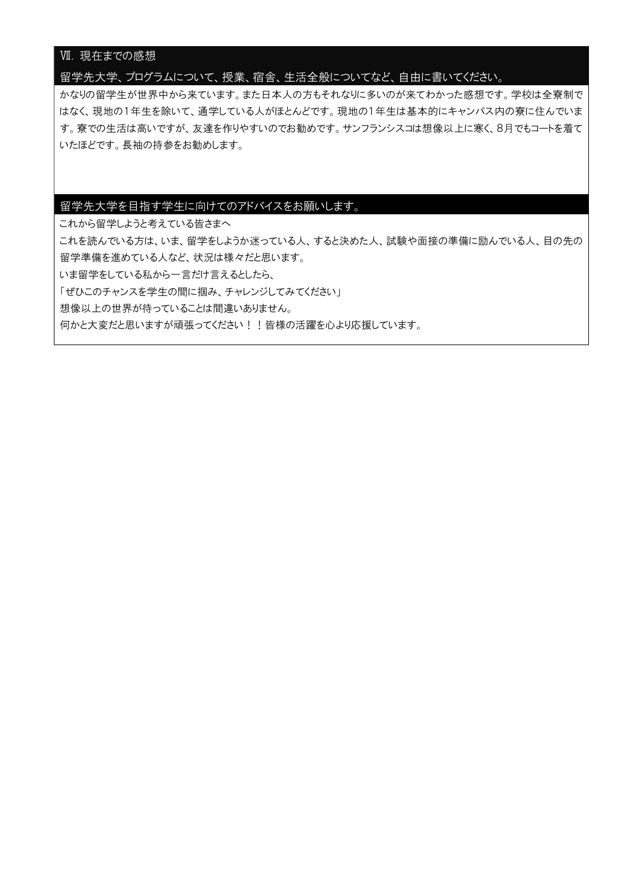## Ⅶ. 現在までの感想

### 留学先大学、プログラムについて、授業、宿舎、生活全般についてなど、自由に書いてください。

かなりの留学生が世界中から来ています。また日本人の方もそれなりに多いのが来てわかった感想です。学校は全寮制ではなく、現地の1年生を除いて、通学している人がほとんどです。現地の1年生は基本的にキャンパス内の寮に住んでいます。寮での生活は高いですが、友達を作りやすいのでお勧めです。サンフランシスコは想像以上に寒く、8月でもコートを着ていたほどです。長袖の持参をお勧めします。

### 留学先大学を目指す学生に向けてのアドバイスをお願いします。

これから留学しようと考えている皆さまへ

これを読んでいる方は、いま、留学をしようか迷っている人、すると決めた人、試験や面接の準備に励んでいる人、目の先の留学準備を進めている人など、状況は様々だと思います。

いま留学をしている私から一言だけ言えるとしたら、

「ぜひこのチャンスを学生の間に掴み、チャレンジしてみてください」

想像以上の世界が待っていることは間違いありません。

何かと大変だと思いますが頑張ってください！！皆様の活躍を心より応援しています。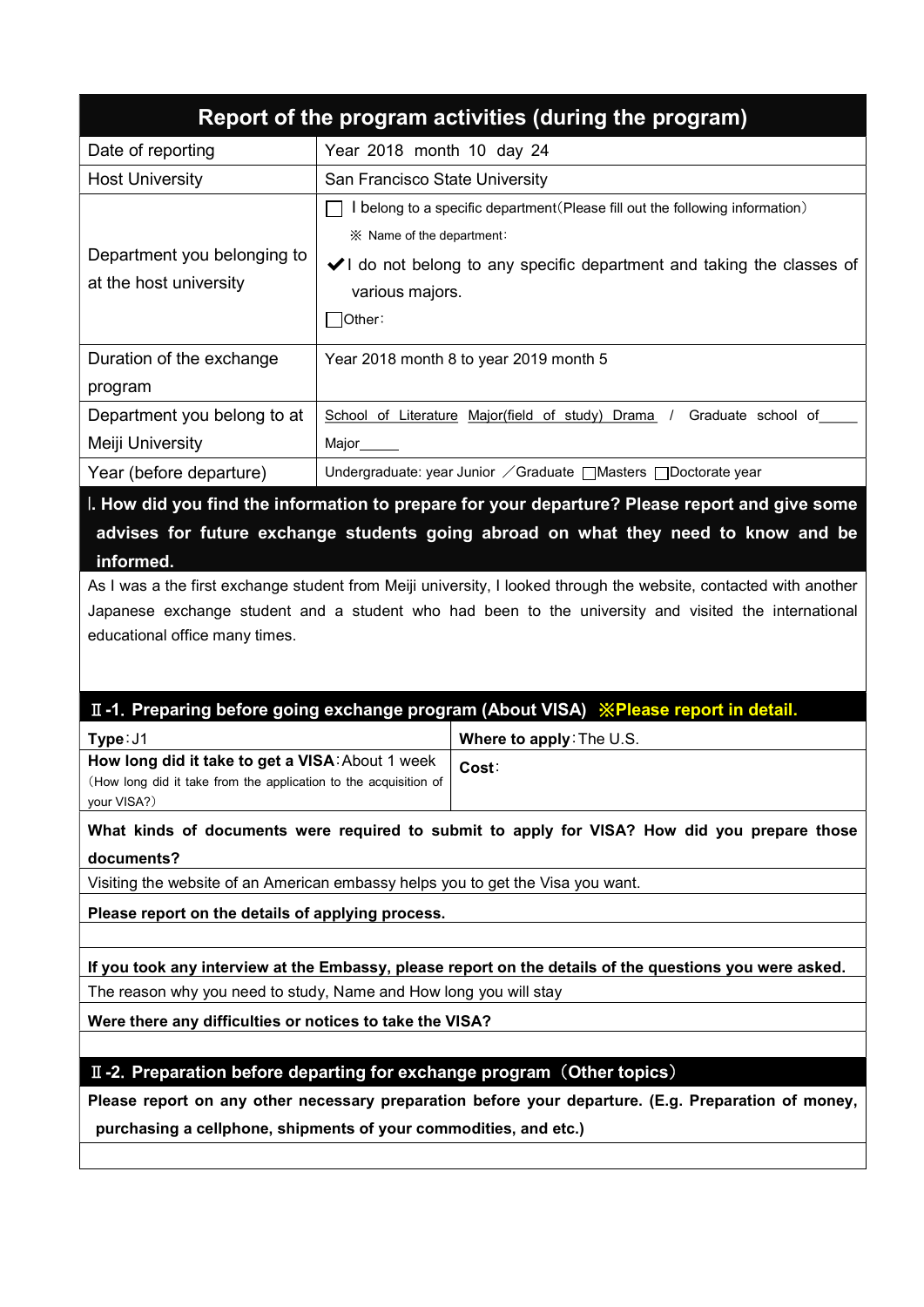# Report of the program activities (during the program)

| Date of reporting | Year 2018 month 10 day 24 |
|---|---|
| Host University | San Francisco State University |
| Department you belonging to at the host university | ☐ I belong to a specific department(Please fill out the following information)<br>※ Name of the department:<br>✔I do not belong to any specific department and taking the classes of various majors.<br>☐Other: |
| Duration of the exchange program | Year 2018 month 8 to year 2019 month 5 |
| Department you belong to at Meiji University | School of Literature Major(field of study) Drama / Graduate school of_____ Major_____ |
| Year (before departure) | Undergraduate: year Junior ／Graduate ☐Masters ☐Doctorate year |

## Ⅰ. How did you find the information to prepare for your departure? Please report and give some advises for future exchange students going abroad on what they need to know and be informed.

As I was a the first exchange student from Meiji university, I looked through the website, contacted with another Japanese exchange student and a student who had been to the university and visited the international educational office many times.

## Ⅱ-1. Preparing before going exchange program (About VISA) ※Please report in detail.

| **Type**: J1 | **Where to apply**: The U.S. |
|---|---|
| **How long did it take to get a VISA**: About 1 week<br>(How long did it take from the application to the acquisition of your VISA?) | **Cost**: |

**What kinds of documents were required to submit to apply for VISA? How did you prepare those documents?**

Visiting the website of an American embassy helps you to get the Visa you want.

**Please report on the details of applying process.**

**If you took any interview at the Embassy, please report on the details of the questions you were asked.**

The reason why you need to study, Name and How long you will stay

**Were there any difficulties or notices to take the VISA?**

## Ⅱ-2. Preparation before departing for exchange program（Other topics）

**Please report on any other necessary preparation before your departure. (E.g. Preparation of money, purchasing a cellphone, shipments of your commodities, and etc.)**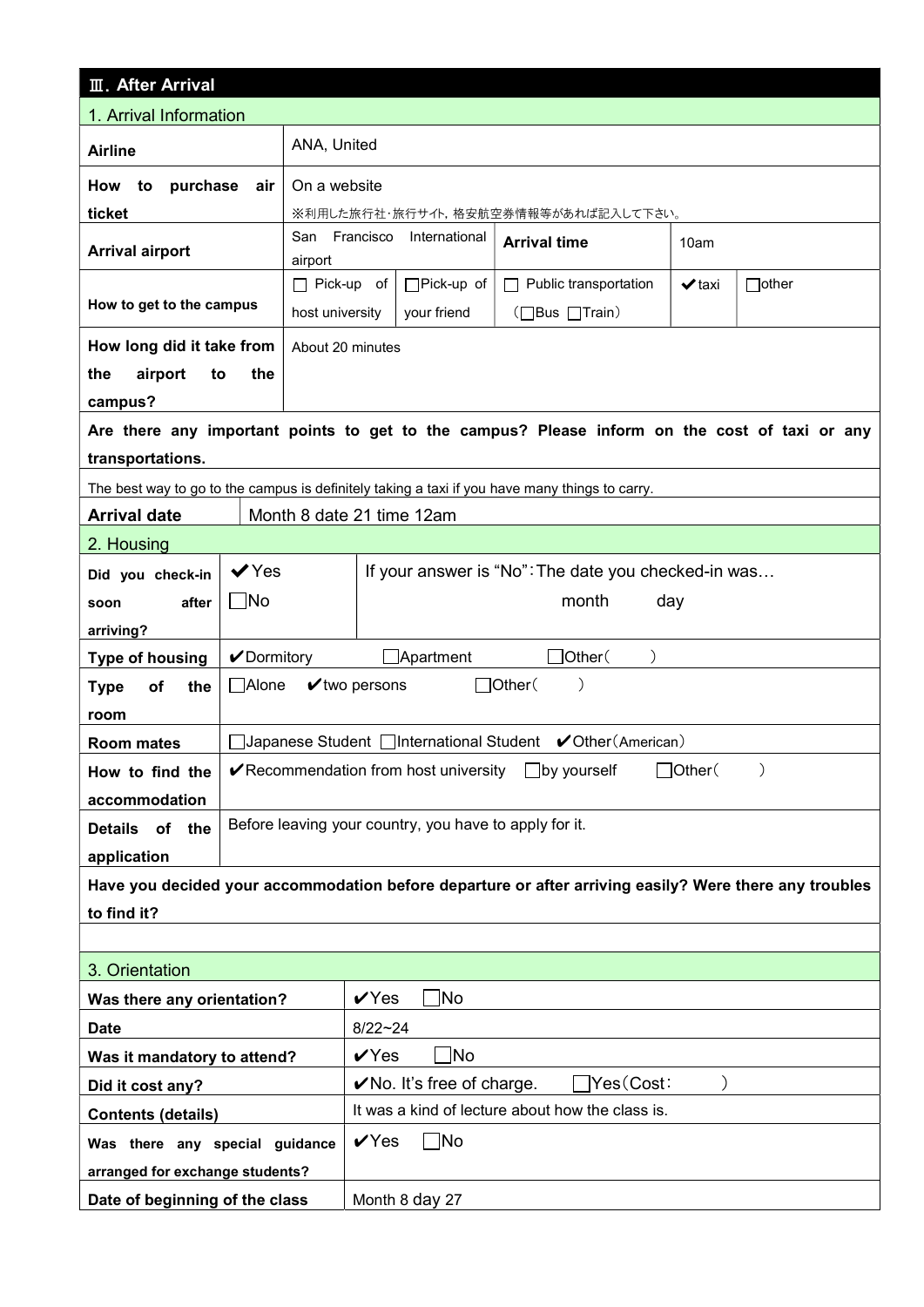## Ⅲ. After Arrival

### 1. Arrival Information

| | | | | | |
|---|---|---|---|---|---|
| **Airline** | ANA, United | | | | |
| **How to purchase air ticket** | On a website<br>※利用した旅行社･旅行サイト, 格安航空券情報等があれば記入して下さい。 | | | | |
| **Arrival airport** | San Francisco International airport | **Arrival time** | 10am | | |
| **How to get to the campus** | ☐ Pick-up of host university | ☐Pick-up of your friend | ☐ Public transportation (☐Bus ☐Train) | ✔taxi | ☐other |
| **How long did it take from the airport to the campus?** | About 20 minutes | | | | |

**Are there any important points to get to the campus? Please inform on the cost of taxi or any transportations.**

The best way to go to the campus is definitely taking a taxi if you have many things to carry.

| | |
|---|---|
| **Arrival date** | Month 8 date 21 time 12am |

### 2. Housing

| | | |
|---|---|---|
| **Did you check-in soon after arriving?** | ✔Yes<br>☐No | If your answer is "No":The date you checked-in was… month day |
| **Type of housing** | ✔Dormitory ☐Apartment ☐Other( ) | |
| **Type of the room** | ☐Alone ✔two persons ☐Other( ) | |
| **Room mates** | ☐Japanese Student ☐International Student ✔Other(American) | |
| **How to find the accommodation** | ✔Recommendation from host university ☐by yourself ☐Other( ) | |
| **Details of the application** | Before leaving your country, you have to apply for it. | |

**Have you decided your accommodation before departure or after arriving easily? Were there any troubles to find it?**

### 3. Orientation

| | |
|---|---|
| **Was there any orientation?** | ✔Yes ☐No |
| **Date** | 8/22~24 |
| **Was it mandatory to attend?** | ✔Yes ☐No |
| **Did it cost any?** | ✔No. It's free of charge. ☐Yes(Cost: ) |
| **Contents (details)** | It was a kind of lecture about how the class is. |
| **Was there any special guidance arranged for exchange students?** | ✔Yes ☐No |
| **Date of beginning of the class** | Month 8 day 27 |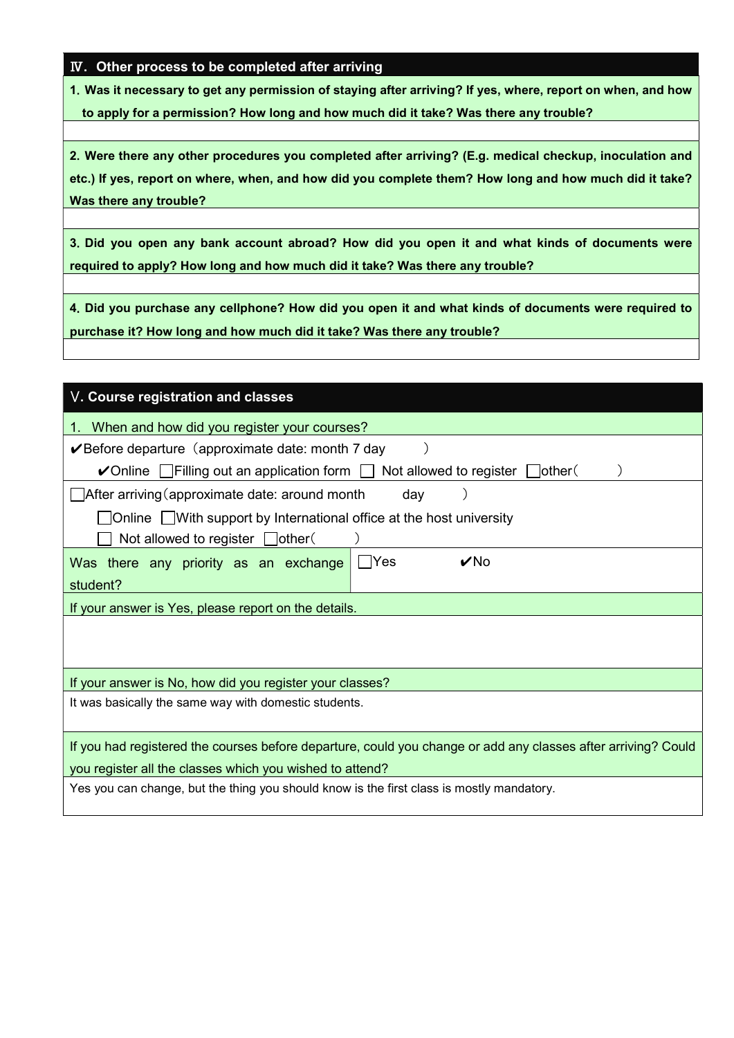## Ⅳ. Other process to be completed after arriving

**1. Was it necessary to get any permission of staying after arriving? If yes, where, report on when, and how to apply for a permission? How long and how much did it take? Was there any trouble?**

**2. Were there any other procedures you completed after arriving? (E.g. medical checkup, inoculation and etc.) If yes, report on where, when, and how did you complete them? How long and how much did it take? Was there any trouble?**

**3. Did you open any bank account abroad? How did you open it and what kinds of documents were required to apply? How long and how much did it take? Was there any trouble?**

**4. Did you purchase any cellphone? How did you open it and what kinds of documents were required to purchase it? How long and how much did it take? Was there any trouble?**

## Ⅴ. Course registration and classes

1. When and how did you register your courses?

✔Before departure（approximate date: month 7 day　　）

✔Online ☐Filling out an application form ☐ Not allowed to register ☐other(　　)

☐After arriving（approximate date: around month　　day　　）

☐Online ☐With support by International office at the host university

☐ Not allowed to register ☐other(　　)

| Was there any priority as an exchange student? | ☐Yes ✔No |
|---|---|

If your answer is Yes, please report on the details.

If your answer is No, how did you register your classes?

It was basically the same way with domestic students.

If you had registered the courses before departure, could you change or add any classes after arriving? Could you register all the classes which you wished to attend?

Yes you can change, but the thing you should know is the first class is mostly mandatory.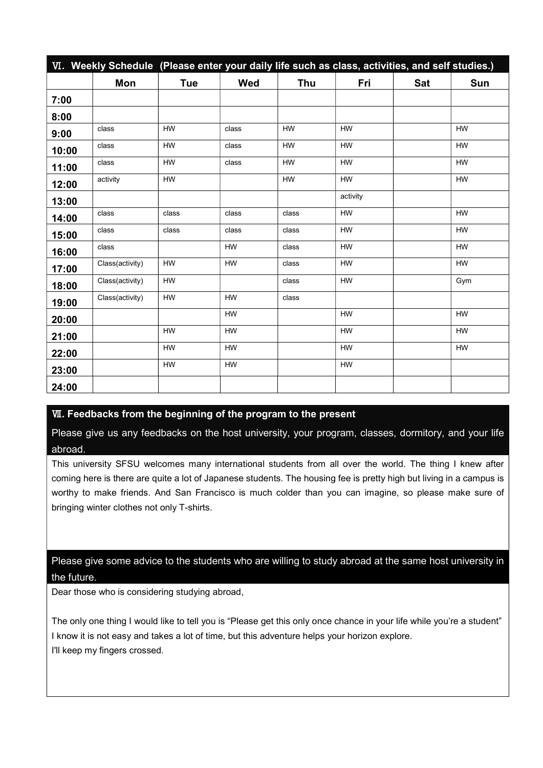## Ⅵ. Weekly Schedule (Please enter your daily life such as class, activities, and self studies.)

| | Mon | Tue | Wed | Thu | Fri | Sat | Sun |
|---|---|---|---|---|---|---|---|
| 7:00 | | | | | | | |
| 8:00 | | | | | | | |
| 9:00 | class | HW | class | HW | HW | | HW |
| 10:00 | class | HW | class | HW | HW | | HW |
| 11:00 | class | HW | class | HW | HW | | HW |
| 12:00 | activity | HW | | HW | HW | | HW |
| 13:00 | | | | | activity | | |
| 14:00 | class | class | class | class | HW | | HW |
| 15:00 | class | class | class | class | HW | | HW |
| 16:00 | class | | HW | class | HW | | HW |
| 17:00 | Class(activity) | HW | HW | class | HW | | HW |
| 18:00 | Class(activity) | HW | | class | HW | | Gym |
| 19:00 | Class(activity) | HW | HW | class | | | |
| 20:00 | | | HW | | HW | | HW |
| 21:00 | | HW | HW | | HW | | HW |
| 22:00 | | HW | HW | | HW | | HW |
| 23:00 | | HW | HW | | HW | | |
| 24:00 | | | | | | | |

## Ⅶ. Feedbacks from the beginning of the program to the present

Please give us any feedbacks on the host university, your program, classes, dormitory, and your life abroad.

This university SFSU welcomes many international students from all over the world. The thing I knew after coming here is there are quite a lot of Japanese students. The housing fee is pretty high but living in a campus is worthy to make friends. And San Francisco is much colder than you can imagine, so please make sure of bringing winter clothes not only T-shirts.

Please give some advice to the students who are willing to study abroad at the same host university in the future.

Dear those who is considering studying abroad,

The only one thing I would like to tell you is "Please get this only once chance in your life while you're a student" I know it is not easy and takes a lot of time, but this adventure helps your horizon explore.
I'll keep my fingers crossed.